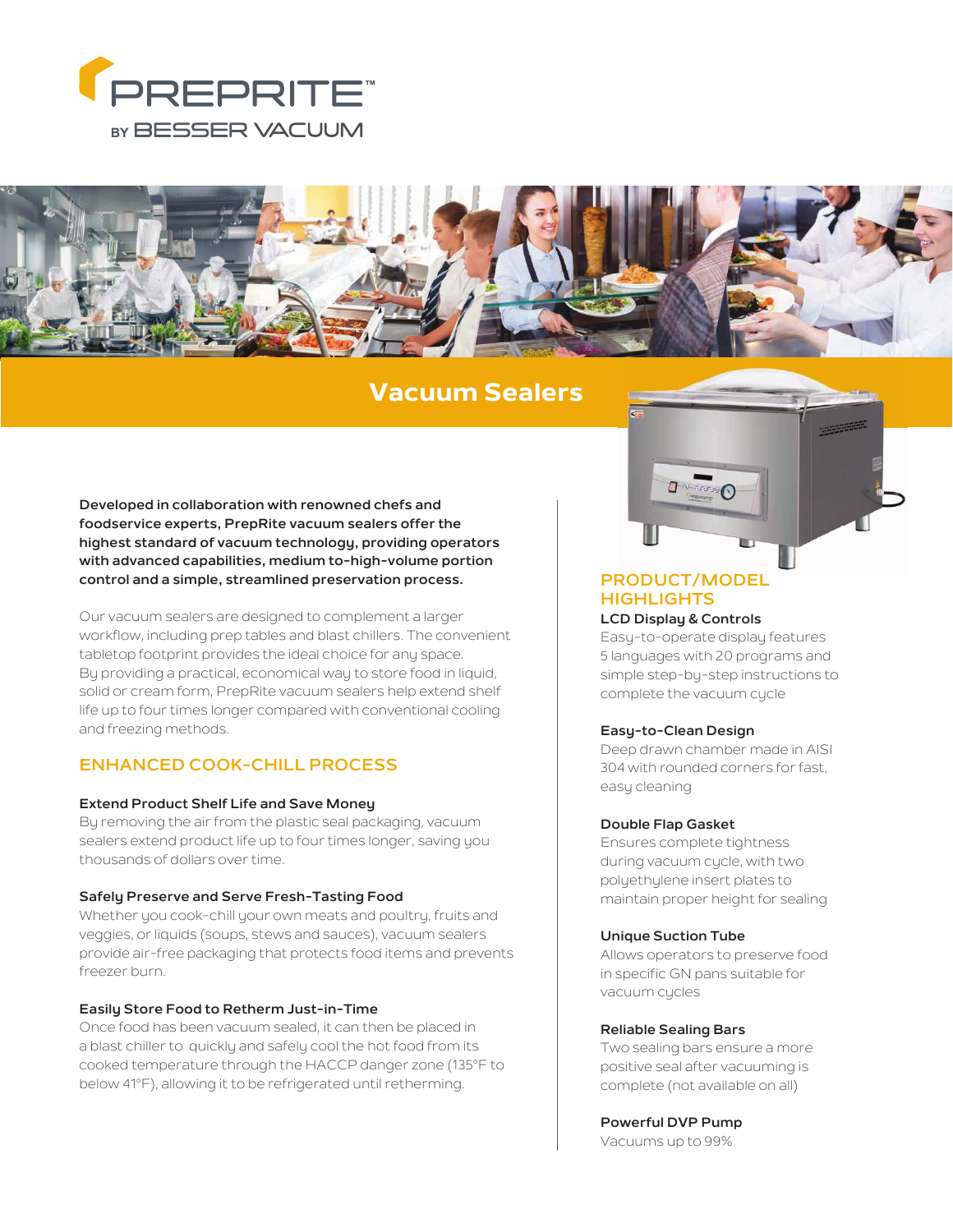PREPRITE™

BY BESSER VACUUM

# Vacuum Sealers

**Developed in collaboration with renowned chefs and foodservice experts, PrepRite vacuum sealers offer the highest standard of vacuum technology, providing operators with advanced capabilities, medium to-high-volume portion control and a simple, streamlined preservation process.**

Our vacuum sealers are designed to complement a larger workflow, including prep tables and blast chillers. The convenient tabletop footprint provides the ideal choice for any space. By providing a practical, economical way to store food in liquid, solid or cream form, PrepRite vacuum sealers help extend shelf life up to four times longer compared with conventional cooling and freezing methods.

## ENHANCED COOK-CHILL PROCESS

**Extend Product Shelf Life and Save Money**
By removing the air from the plastic seal packaging, vacuum sealers extend product life up to four times longer, saving you thousands of dollars over time.

**Safely Preserve and Serve Fresh-Tasting Food**
Whether you cook-chill your own meats and poultry, fruits and veggies, or liquids (soups, stews and sauces), vacuum sealers provide air-free packaging that protects food items and prevents freezer burn.

**Easily Store Food to Retherm Just-in-Time**
Once food has been vacuum sealed, it can then be placed in a blast chiller to quickly and safely cool the hot food from its cooked temperature through the HACCP danger zone (135°F to below 41°F), allowing it to be refrigerated until retherming.

## PRODUCT/MODEL HIGHLIGHTS

**LCD Display & Controls**
Easy-to-operate display features 5 languages with 20 programs and simple step-by-step instructions to complete the vacuum cycle

**Easy-to-Clean Design**
Deep drawn chamber made in AISI 304 with rounded corners for fast, easy cleaning

**Double Flap Gasket**
Ensures complete tightness during vacuum cycle, with two polyethylene insert plates to maintain proper height for sealing

**Unique Suction Tube**
Allows operators to preserve food in specific GN pans suitable for vacuum cycles

**Reliable Sealing Bars**
Two sealing bars ensure a more positive seal after vacuuming is complete (not available on all)

**Powerful DVP Pump**
Vacuums up to 99%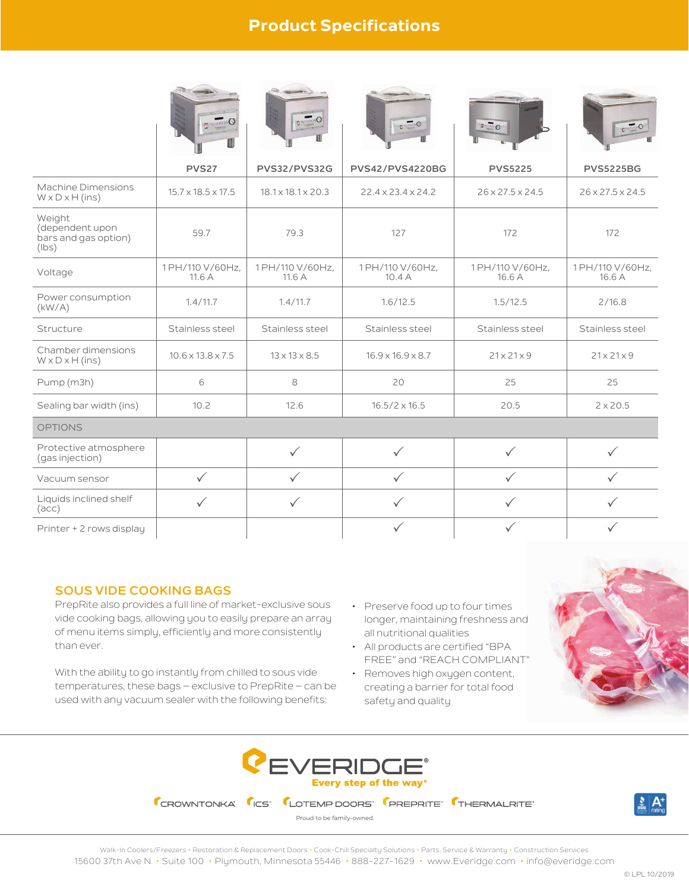# Product Specifications

| | PVS27 | PVS32/PVS32G | PVS42/PVS4220BG | PVS5225 | PVS5225BG |
|---|---|---|---|---|---|
| Machine Dimensions W x D x H (ins) | 15.7 x 18.5 x 17.5 | 18.1 x 18.1 x 20.3 | 22.4 x 23.4 x 24.2 | 26 x 27.5 x 24.5 | 26 x 27.5 x 24.5 |
| Weight (dependent upon bars and gas option) (lbs) | 59.7 | 79.3 | 127 | 172 | 172 |
| Voltage | 1 PH/110 V/60Hz, 11.6 A | 1 PH/110 V/60Hz, 11.6 A | 1 PH/110 V/60Hz, 10.4 A | 1 PH/110 V/60Hz, 16.6 A | 1 PH/110 V/60Hz, 16.6 A |
| Power consumption (kW/A) | 1.4/11.7 | 1.4/11.7 | 1.6/12.5 | 1.5/12.5 | 2/16.8 |
| Structure | Stainless steel | Stainless steel | Stainless steel | Stainless steel | Stainless steel |
| Chamber dimensions W x D x H (ins) | 10.6 x 13.8 x 7.5 | 13 x 13 x 8.5 | 16.9 x 16.9 x 8.7 | 21 x 21 x 9 | 21 x 21 x 9 |
| Pump (m3h) | 6 | 8 | 20 | 25 | 25 |
| Sealing bar width (ins) | 10.2 | 12.6 | 16.5/2 x 16.5 | 20.5 | 2 x 20.5 |
| OPTIONS | | | | | |
| Protective atmosphere (gas injection) | | ✓ | ✓ | ✓ | ✓ |
| Vacuum sensor | ✓ | ✓ | ✓ | ✓ | ✓ |
| Liquids inclined shelf (acc) | ✓ | ✓ | ✓ | ✓ | ✓ |
| Printer + 2 rows display | | | ✓ | ✓ | ✓ |

## SOUS VIDE COOKING BAGS

PrepRite also provides a full line of market-exclusive sous vide cooking bags, allowing you to easily prepare an array of menu items simply, efficiently and more consistently than ever.

With the ability to go instantly from chilled to sous vide temperatures, these bags – exclusive to PrepRite – can be used with any vacuum sealer with the following benefits:

- Preserve food up to four times longer, maintaining freshness and all nutritional qualities
- All products are certified "BPA FREE" and "REACH COMPLIANT"
- Removes high oxygen content, creating a barrier for total food safety and quality

EVERIDGE®
Every step of the way®

CROWNTONKA® ICS® LOTEMP DOORS® PREPRITE® THERMALRITE®

Proud to be family-owned.

Walk-In Coolers/Freezers • Restoration & Replacement Doors • Cook-Chill Specialty Solutions • Parts, Service & Warranty • Construction Services

15600 37th Ave N • Suite 100 • Plymouth, Minnesota 55446 • 888-227-1629 • www.Everidge.com • info@everidge.com

© LPL 10/2019